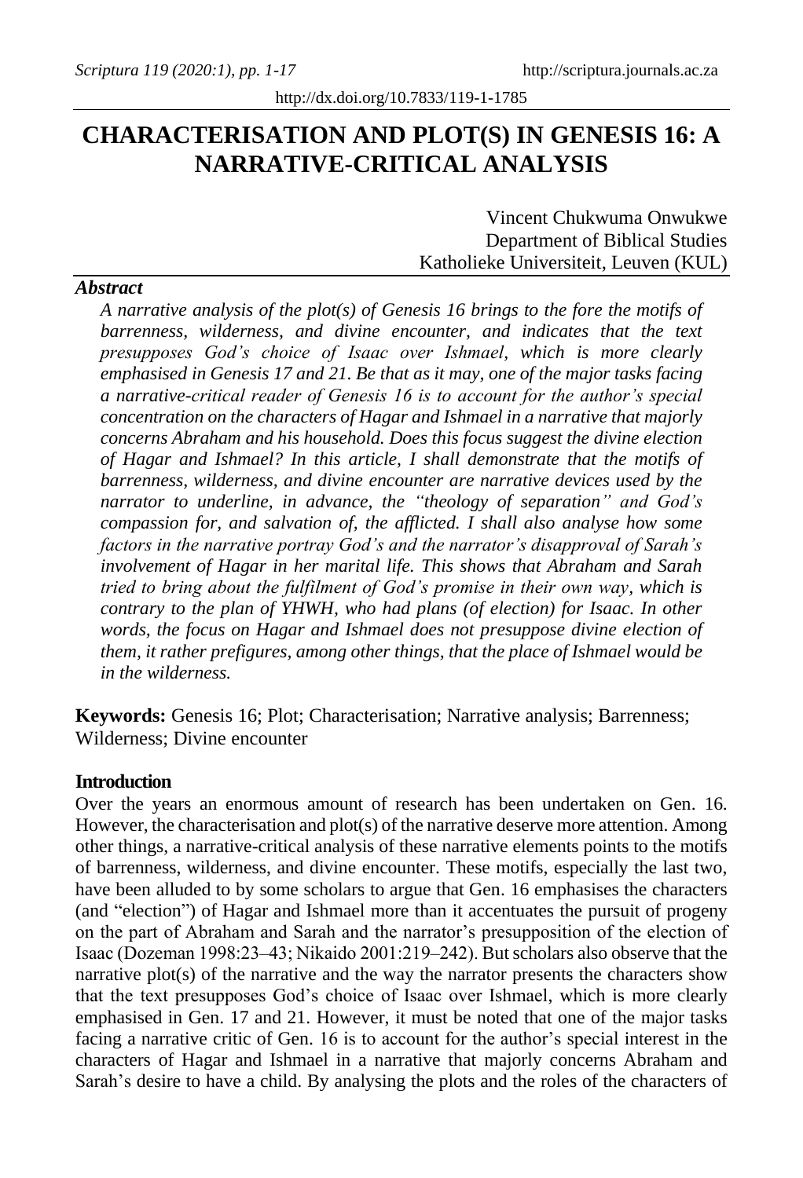# CHARACTERISATION AND PLOT(S) IN GENESIS 16: A NARRATIVE-CRITICAL ANALYSIS

Vincent Chukwuma Onwukwe
Department of Biblical Studies
Katholieke Universiteit, Leuven (KUL)

### *Abstract*

*A narrative analysis of the plot(s) of Genesis 16 brings to the fore the motifs of barrenness, wilderness, and divine encounter, and indicates that the text presupposes God's choice of Isaac over Ishmael, which is more clearly emphasised in Genesis 17 and 21. Be that as it may, one of the major tasks facing a narrative-critical reader of Genesis 16 is to account for the author's special concentration on the characters of Hagar and Ishmael in a narrative that majorly concerns Abraham and his household. Does this focus suggest the divine election of Hagar and Ishmael? In this article, I shall demonstrate that the motifs of barrenness, wilderness, and divine encounter are narrative devices used by the narrator to underline, in advance, the "theology of separation" and God's compassion for, and salvation of, the afflicted. I shall also analyse how some factors in the narrative portray God's and the narrator's disapproval of Sarah's involvement of Hagar in her marital life. This shows that Abraham and Sarah tried to bring about the fulfilment of God's promise in their own way, which is contrary to the plan of YHWH, who had plans (of election) for Isaac. In other words, the focus on Hagar and Ishmael does not presuppose divine election of them, it rather prefigures, among other things, that the place of Ishmael would be in the wilderness.*

**Keywords:** Genesis 16; Plot; Characterisation; Narrative analysis; Barrenness; Wilderness; Divine encounter

## Introduction

Over the years an enormous amount of research has been undertaken on Gen. 16. However, the characterisation and plot(s) of the narrative deserve more attention. Among other things, a narrative-critical analysis of these narrative elements points to the motifs of barrenness, wilderness, and divine encounter. These motifs, especially the last two, have been alluded to by some scholars to argue that Gen. 16 emphasises the characters (and "election") of Hagar and Ishmael more than it accentuates the pursuit of progeny on the part of Abraham and Sarah and the narrator's presupposition of the election of Isaac (Dozeman 1998:23–43; Nikaido 2001:219–242). But scholars also observe that the narrative plot(s) of the narrative and the way the narrator presents the characters show that the text presupposes God's choice of Isaac over Ishmael, which is more clearly emphasised in Gen. 17 and 21. However, it must be noted that one of the major tasks facing a narrative critic of Gen. 16 is to account for the author's special interest in the characters of Hagar and Ishmael in a narrative that majorly concerns Abraham and Sarah's desire to have a child. By analysing the plots and the roles of the characters of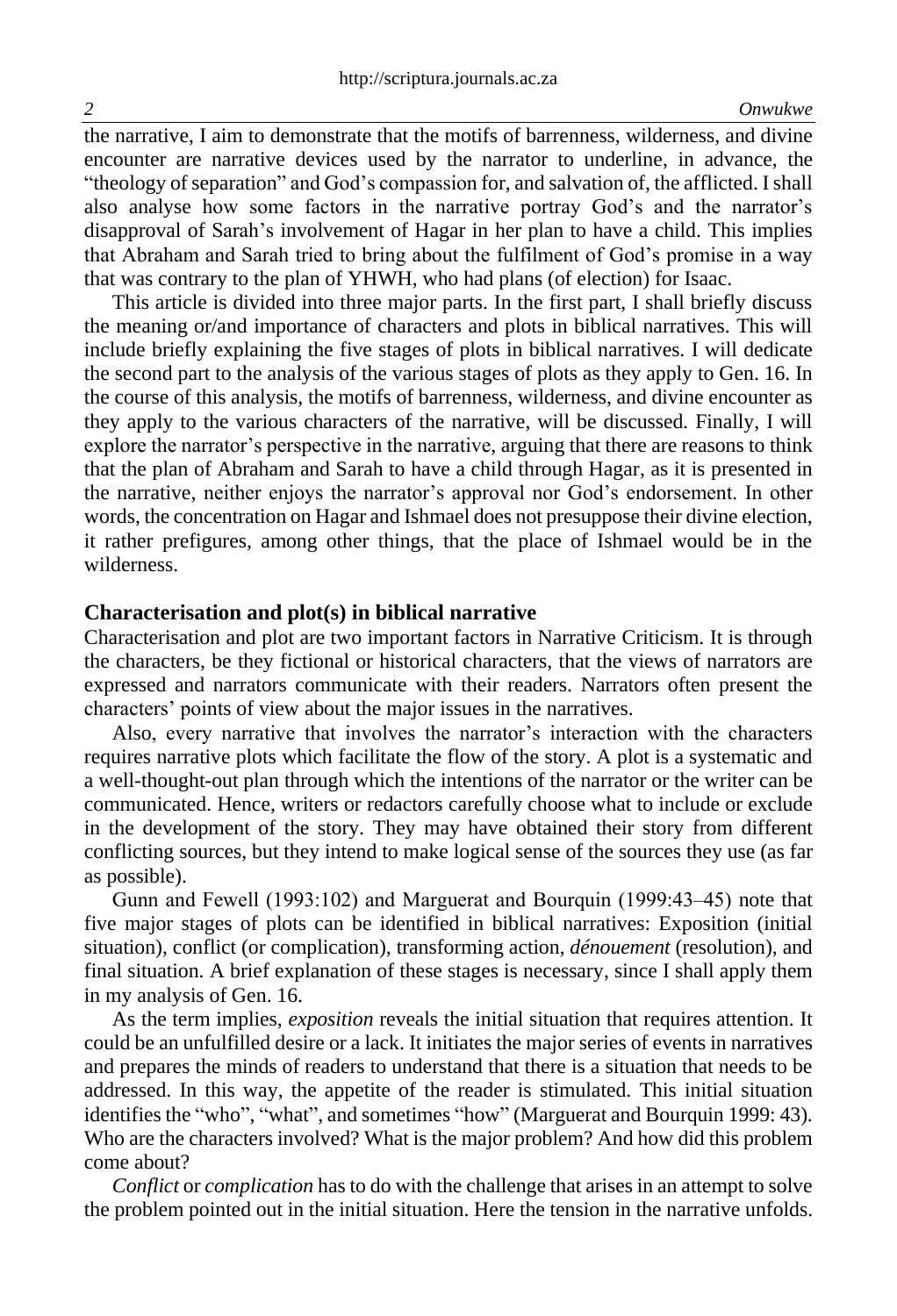the narrative, I aim to demonstrate that the motifs of barrenness, wilderness, and divine encounter are narrative devices used by the narrator to underline, in advance, the "theology of separation" and God's compassion for, and salvation of, the afflicted. I shall also analyse how some factors in the narrative portray God's and the narrator's disapproval of Sarah's involvement of Hagar in her plan to have a child. This implies that Abraham and Sarah tried to bring about the fulfilment of God's promise in a way that was contrary to the plan of YHWH, who had plans (of election) for Isaac.

This article is divided into three major parts. In the first part, I shall briefly discuss the meaning or/and importance of characters and plots in biblical narratives. This will include briefly explaining the five stages of plots in biblical narratives. I will dedicate the second part to the analysis of the various stages of plots as they apply to Gen. 16. In the course of this analysis, the motifs of barrenness, wilderness, and divine encounter as they apply to the various characters of the narrative, will be discussed. Finally, I will explore the narrator's perspective in the narrative, arguing that there are reasons to think that the plan of Abraham and Sarah to have a child through Hagar, as it is presented in the narrative, neither enjoys the narrator's approval nor God's endorsement. In other words, the concentration on Hagar and Ishmael does not presuppose their divine election, it rather prefigures, among other things, that the place of Ishmael would be in the wilderness.

## Characterisation and plot(s) in biblical narrative

Characterisation and plot are two important factors in Narrative Criticism. It is through the characters, be they fictional or historical characters, that the views of narrators are expressed and narrators communicate with their readers. Narrators often present the characters' points of view about the major issues in the narratives.

Also, every narrative that involves the narrator's interaction with the characters requires narrative plots which facilitate the flow of the story. A plot is a systematic and a well-thought-out plan through which the intentions of the narrator or the writer can be communicated. Hence, writers or redactors carefully choose what to include or exclude in the development of the story. They may have obtained their story from different conflicting sources, but they intend to make logical sense of the sources they use (as far as possible).

Gunn and Fewell (1993:102) and Marguerat and Bourquin (1999:43–45) note that five major stages of plots can be identified in biblical narratives: Exposition (initial situation), conflict (or complication), transforming action, *dénouement* (resolution), and final situation. A brief explanation of these stages is necessary, since I shall apply them in my analysis of Gen. 16.

As the term implies, *exposition* reveals the initial situation that requires attention. It could be an unfulfilled desire or a lack. It initiates the major series of events in narratives and prepares the minds of readers to understand that there is a situation that needs to be addressed. In this way, the appetite of the reader is stimulated. This initial situation identifies the "who", "what", and sometimes "how" (Marguerat and Bourquin 1999: 43). Who are the characters involved? What is the major problem? And how did this problem come about?

*Conflict* or *complication* has to do with the challenge that arises in an attempt to solve the problem pointed out in the initial situation. Here the tension in the narrative unfolds.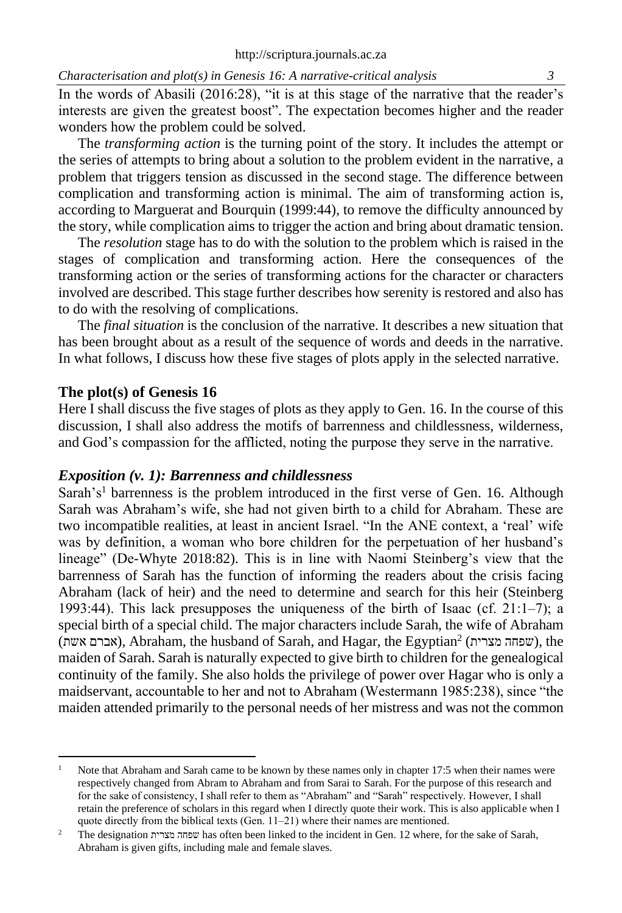In the words of Abasili (2016:28), "it is at this stage of the narrative that the reader's interests are given the greatest boost". The expectation becomes higher and the reader wonders how the problem could be solved.

The *transforming action* is the turning point of the story. It includes the attempt or the series of attempts to bring about a solution to the problem evident in the narrative, a problem that triggers tension as discussed in the second stage. The difference between complication and transforming action is minimal. The aim of transforming action is, according to Marguerat and Bourquin (1999:44), to remove the difficulty announced by the story, while complication aims to trigger the action and bring about dramatic tension.

The *resolution* stage has to do with the solution to the problem which is raised in the stages of complication and transforming action. Here the consequences of the transforming action or the series of transforming actions for the character or characters involved are described. This stage further describes how serenity is restored and also has to do with the resolving of complications.

The *final situation* is the conclusion of the narrative. It describes a new situation that has been brought about as a result of the sequence of words and deeds in the narrative. In what follows, I discuss how these five stages of plots apply in the selected narrative.

## The plot(s) of Genesis 16

Here I shall discuss the five stages of plots as they apply to Gen. 16. In the course of this discussion, I shall also address the motifs of barrenness and childlessness, wilderness, and God's compassion for the afflicted, noting the purpose they serve in the narrative.

### *Exposition (v. 1): Barrenness and childlessness*

Sarah's[1] barrenness is the problem introduced in the first verse of Gen. 16. Although Sarah was Abraham's wife, she had not given birth to a child for Abraham. These are two incompatible realities, at least in ancient Israel. "In the ANE context, a 'real' wife was by definition, a woman who bore children for the perpetuation of her husband's lineage" (De-Whyte 2018:82). This is in line with Naomi Steinberg's view that the barrenness of Sarah has the function of informing the readers about the crisis facing Abraham (lack of heir) and the need to determine and search for this heir (Steinberg 1993:44). This lack presupposes the uniqueness of the birth of Isaac (cf. 21:1–7); a special birth of a special child. The major characters include Sarah, the wife of Abraham (אשת אברם), Abraham, the husband of Sarah, and Hagar, the Egyptian[2] (שפחה מצרית), the maiden of Sarah. Sarah is naturally expected to give birth to children for the genealogical continuity of the family. She also holds the privilege of power over Hagar who is only a maidservant, accountable to her and not to Abraham (Westermann 1985:238), since "the maiden attended primarily to the personal needs of her mistress and was not the common

---

[1] Note that Abraham and Sarah came to be known by these names only in chapter 17:5 when their names were respectively changed from Abram to Abraham and from Sarai to Sarah. For the purpose of this research and for the sake of consistency, I shall refer to them as "Abraham" and "Sarah" respectively. However, I shall retain the preference of scholars in this regard when I directly quote their work. This is also applicable when I quote directly from the biblical texts (Gen. 11–21) where their names are mentioned.

[2] The designation שפחה מצרית has often been linked to the incident in Gen. 12 where, for the sake of Sarah, Abraham is given gifts, including male and female slaves.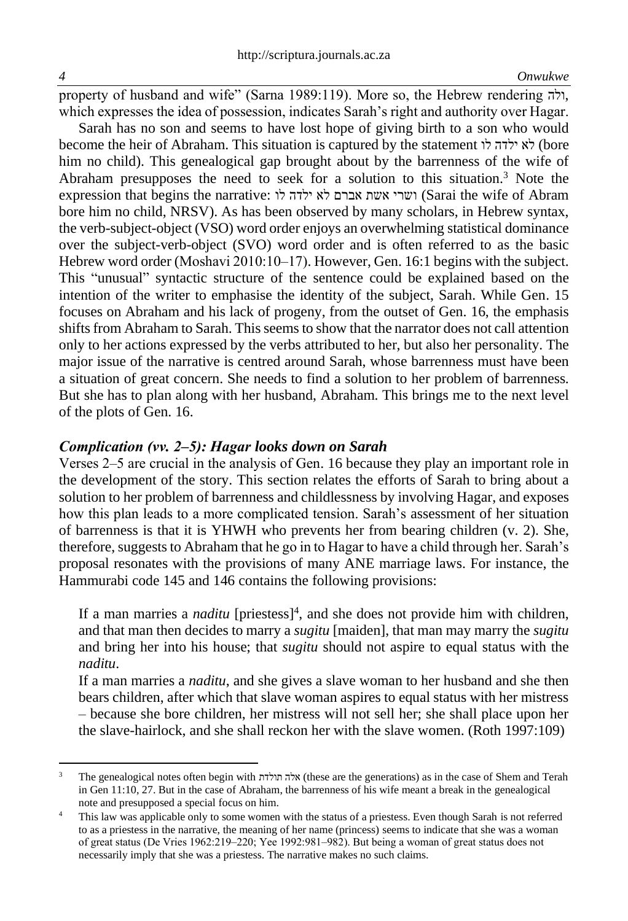property of husband and wife" (Sarna 1989:119). More so, the Hebrew rendering ולה, which expresses the idea of possession, indicates Sarah's right and authority over Hagar.

Sarah has no son and seems to have lost hope of giving birth to a son who would become the heir of Abraham. This situation is captured by the statement לא ילדה לו (bore him no child). This genealogical gap brought about by the barrenness of the wife of Abraham presupposes the need to seek for a solution to this situation.[3] Note the expression that begins the narrative: ושרי אשת אברם לא ילדה לו (Sarai the wife of Abram bore him no child, NRSV). As has been observed by many scholars, in Hebrew syntax, the verb-subject-object (VSO) word order enjoys an overwhelming statistical dominance over the subject-verb-object (SVO) word order and is often referred to as the basic Hebrew word order (Moshavi 2010:10–17). However, Gen. 16:1 begins with the subject. This "unusual" syntactic structure of the sentence could be explained based on the intention of the writer to emphasise the identity of the subject, Sarah. While Gen. 15 focuses on Abraham and his lack of progeny, from the outset of Gen. 16, the emphasis shifts from Abraham to Sarah. This seems to show that the narrator does not call attention only to her actions expressed by the verbs attributed to her, but also her personality. The major issue of the narrative is centred around Sarah, whose barrenness must have been a situation of great concern. She needs to find a solution to her problem of barrenness. But she has to plan along with her husband, Abraham. This brings me to the next level of the plots of Gen. 16.

### *Complication (vv. 2–5): Hagar looks down on Sarah*

Verses 2–5 are crucial in the analysis of Gen. 16 because they play an important role in the development of the story. This section relates the efforts of Sarah to bring about a solution to her problem of barrenness and childlessness by involving Hagar, and exposes how this plan leads to a more complicated tension. Sarah's assessment of her situation of barrenness is that it is YHWH who prevents her from bearing children (v. 2). She, therefore, suggests to Abraham that he go in to Hagar to have a child through her. Sarah's proposal resonates with the provisions of many ANE marriage laws. For instance, the Hammurabi code 145 and 146 contains the following provisions:

> If a man marries a *naditu* [priestess][4], and she does not provide him with children, and that man then decides to marry a *sugitu* [maiden], that man may marry the *sugitu* and bring her into his house; that *sugitu* should not aspire to equal status with the *naditu*.
>
> If a man marries a *naditu*, and she gives a slave woman to her husband and she then bears children, after which that slave woman aspires to equal status with her mistress – because she bore children, her mistress will not sell her; she shall place upon her the slave-hairlock, and she shall reckon her with the slave women. (Roth 1997:109)

---

[3] The genealogical notes often begin with אלה תולדת (these are the generations) as in the case of Shem and Terah in Gen 11:10, 27. But in the case of Abraham, the barrenness of his wife meant a break in the genealogical note and presupposed a special focus on him.

[4] This law was applicable only to some women with the status of a priestess. Even though Sarah is not referred to as a priestess in the narrative, the meaning of her name (princess) seems to indicate that she was a woman of great status (De Vries 1962:219–220; Yee 1992:981–982). But being a woman of great status does not necessarily imply that she was a priestess. The narrative makes no such claims.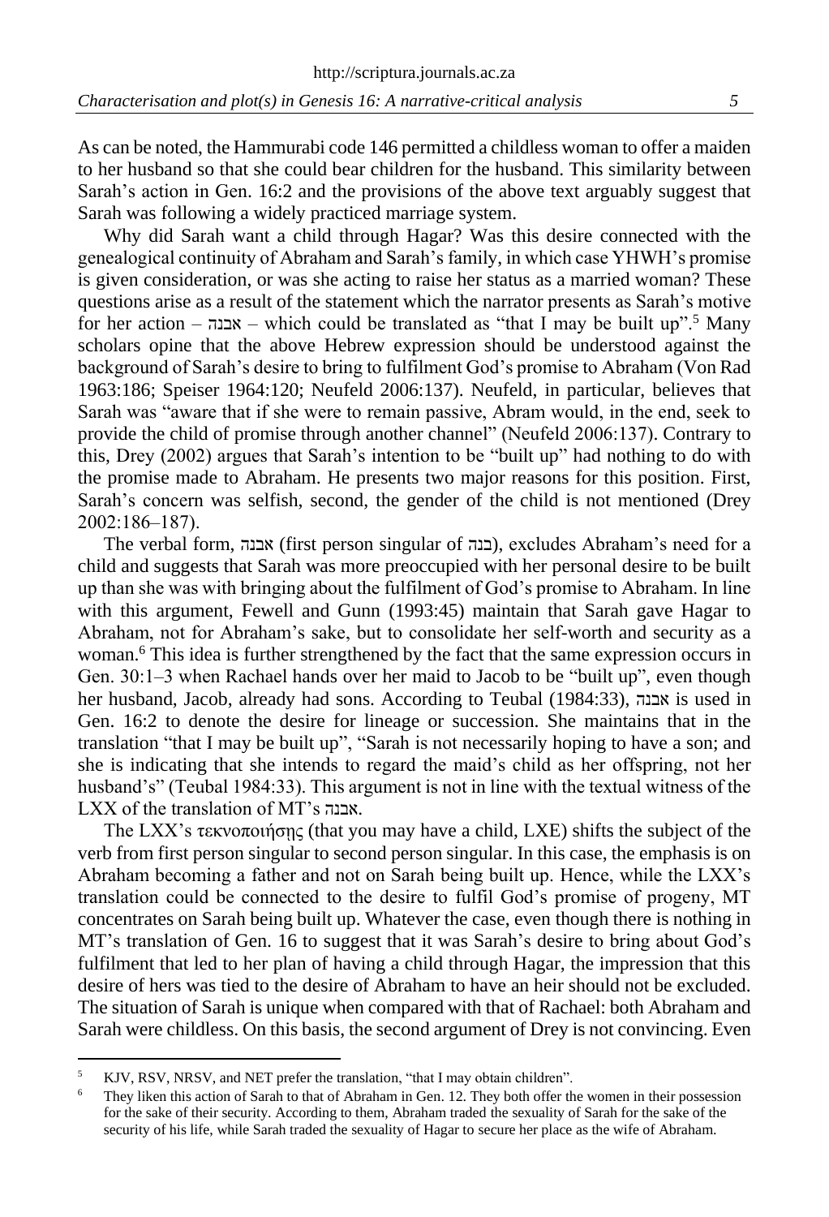As can be noted, the Hammurabi code 146 permitted a childless woman to offer a maiden to her husband so that she could bear children for the husband. This similarity between Sarah's action in Gen. 16:2 and the provisions of the above text arguably suggest that Sarah was following a widely practiced marriage system.

Why did Sarah want a child through Hagar? Was this desire connected with the genealogical continuity of Abraham and Sarah's family, in which case YHWH's promise is given consideration, or was she acting to raise her status as a married woman? These questions arise as a result of the statement which the narrator presents as Sarah's motive for her action – אבנה – which could be translated as "that I may be built up".[5] Many scholars opine that the above Hebrew expression should be understood against the background of Sarah's desire to bring to fulfilment God's promise to Abraham (Von Rad 1963:186; Speiser 1964:120; Neufeld 2006:137). Neufeld, in particular, believes that Sarah was "aware that if she were to remain passive, Abram would, in the end, seek to provide the child of promise through another channel" (Neufeld 2006:137). Contrary to this, Drey (2002) argues that Sarah's intention to be "built up" had nothing to do with the promise made to Abraham. He presents two major reasons for this position. First, Sarah's concern was selfish, second, the gender of the child is not mentioned (Drey 2002:186–187).

The verbal form, אבנה (first person singular of בנה), excludes Abraham's need for a child and suggests that Sarah was more preoccupied with her personal desire to be built up than she was with bringing about the fulfilment of God's promise to Abraham. In line with this argument, Fewell and Gunn (1993:45) maintain that Sarah gave Hagar to Abraham, not for Abraham's sake, but to consolidate her self-worth and security as a woman.[6] This idea is further strengthened by the fact that the same expression occurs in Gen. 30:1–3 when Rachael hands over her maid to Jacob to be "built up", even though her husband, Jacob, already had sons. According to Teubal (1984:33), אבנה is used in Gen. 16:2 to denote the desire for lineage or succession. She maintains that in the translation "that I may be built up", "Sarah is not necessarily hoping to have a son; and she is indicating that she intends to regard the maid's child as her offspring, not her husband's" (Teubal 1984:33). This argument is not in line with the textual witness of the LXX of the translation of MT's אבנה.

The LXX's τεκνοποιήσῃς (that you may have a child, LXE) shifts the subject of the verb from first person singular to second person singular. In this case, the emphasis is on Abraham becoming a father and not on Sarah being built up. Hence, while the LXX's translation could be connected to the desire to fulfil God's promise of progeny, MT concentrates on Sarah being built up. Whatever the case, even though there is nothing in MT's translation of Gen. 16 to suggest that it was Sarah's desire to bring about God's fulfilment that led to her plan of having a child through Hagar, the impression that this desire of hers was tied to the desire of Abraham to have an heir should not be excluded. The situation of Sarah is unique when compared with that of Rachael: both Abraham and Sarah were childless. On this basis, the second argument of Drey is not convincing. Even

---

[5] KJV, RSV, NRSV, and NET prefer the translation, "that I may obtain children".

[6] They liken this action of Sarah to that of Abraham in Gen. 12. They both offer the women in their possession for the sake of their security. According to them, Abraham traded the sexuality of Sarah for the sake of the security of his life, while Sarah traded the sexuality of Hagar to secure her place as the wife of Abraham.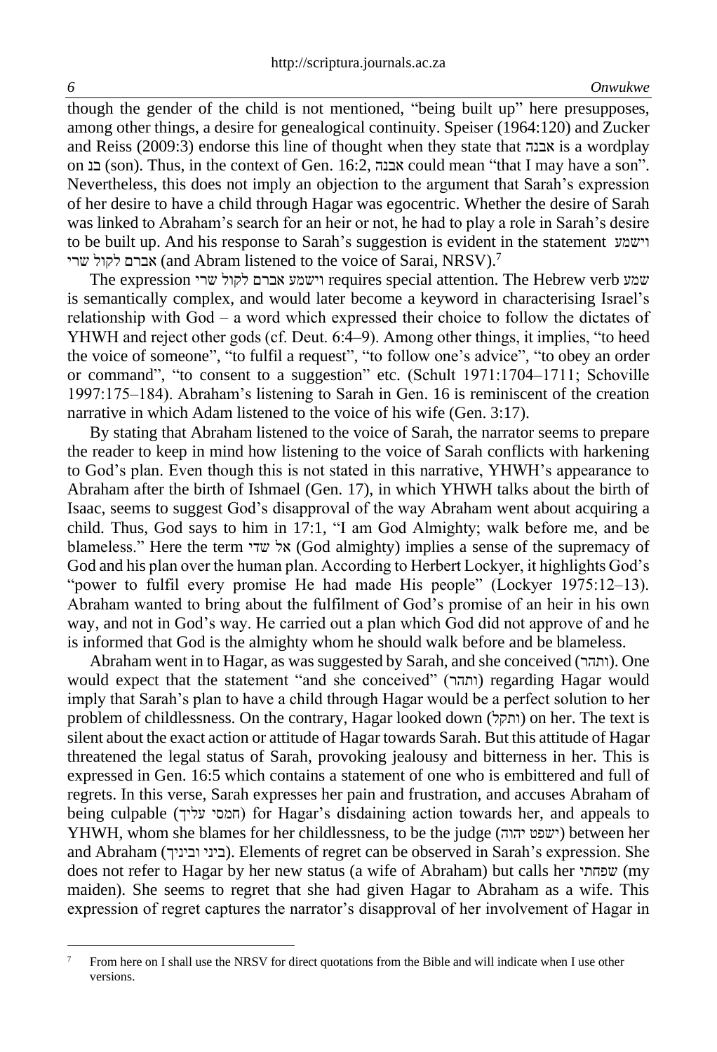though the gender of the child is not mentioned, "being built up" here presupposes, among other things, a desire for genealogical continuity. Speiser (1964:120) and Zucker and Reiss (2009:3) endorse this line of thought when they state that אבנה is a wordplay on בנ (son). Thus, in the context of Gen. 16:2, אבנה could mean "that I may have a son". Nevertheless, this does not imply an objection to the argument that Sarah's expression of her desire to have a child through Hagar was egocentric. Whether the desire of Sarah was linked to Abraham's search for an heir or not, he had to play a role in Sarah's desire to be built up. And his response to Sarah's suggestion is evident in the statement וישמע אברם לקול שרי (and Abram listened to the voice of Sarai, NRSV).[7]

The expression וישמע אברם לקול שרי requires special attention. The Hebrew verb שמע is semantically complex, and would later become a keyword in characterising Israel's relationship with God – a word which expressed their choice to follow the dictates of YHWH and reject other gods (cf. Deut. 6:4–9). Among other things, it implies, "to heed the voice of someone", "to fulfil a request", "to follow one's advice", "to obey an order or command", "to consent to a suggestion" etc. (Schult 1971:1704–1711; Schoville 1997:175–184). Abraham's listening to Sarah in Gen. 16 is reminiscent of the creation narrative in which Adam listened to the voice of his wife (Gen. 3:17).

By stating that Abraham listened to the voice of Sarah, the narrator seems to prepare the reader to keep in mind how listening to the voice of Sarah conflicts with harkening to God's plan. Even though this is not stated in this narrative, YHWH's appearance to Abraham after the birth of Ishmael (Gen. 17), in which YHWH talks about the birth of Isaac, seems to suggest God's disapproval of the way Abraham went about acquiring a child. Thus, God says to him in 17:1, "I am God Almighty; walk before me, and be blameless." Here the term אל שדי (God almighty) implies a sense of the supremacy of God and his plan over the human plan. According to Herbert Lockyer, it highlights God's "power to fulfil every promise He had made His people" (Lockyer 1975:12–13). Abraham wanted to bring about the fulfilment of God's promise of an heir in his own way, and not in God's way. He carried out a plan which God did not approve of and he is informed that God is the almighty whom he should walk before and be blameless.

Abraham went in to Hagar, as was suggested by Sarah, and she conceived (ותהר). One would expect that the statement "and she conceived" (ותהר) regarding Hagar would imply that Sarah's plan to have a child through Hagar would be a perfect solution to her problem of childlessness. On the contrary, Hagar looked down (ותקל) on her. The text is silent about the exact action or attitude of Hagar towards Sarah. But this attitude of Hagar threatened the legal status of Sarah, provoking jealousy and bitterness in her. This is expressed in Gen. 16:5 which contains a statement of one who is embittered and full of regrets. In this verse, Sarah expresses her pain and frustration, and accuses Abraham of being culpable (חמסי עליך) for Hagar's disdaining action towards her, and appeals to YHWH, whom she blames for her childlessness, to be the judge (ישפט יהוה) between her and Abraham (ביני וביניך). Elements of regret can be observed in Sarah's expression. She does not refer to Hagar by her new status (a wife of Abraham) but calls her שפחתי (my maiden). She seems to regret that she had given Hagar to Abraham as a wife. This expression of regret captures the narrator's disapproval of her involvement of Hagar in

[7] From here on I shall use the NRSV for direct quotations from the Bible and will indicate when I use other versions.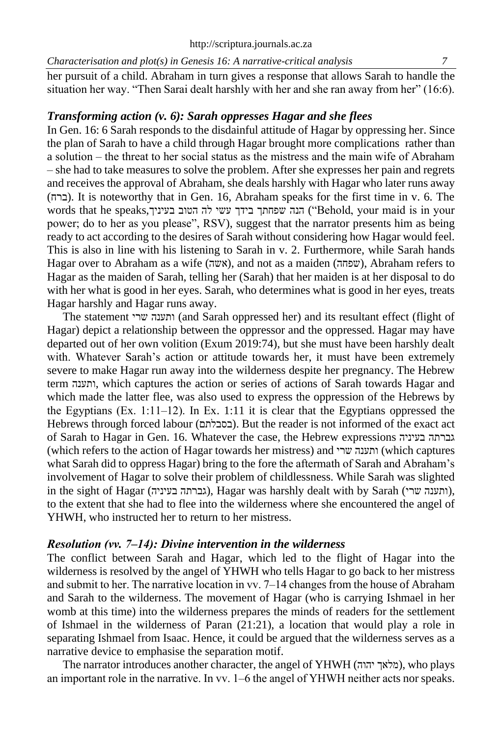her pursuit of a child. Abraham in turn gives a response that allows Sarah to handle the situation her way. "Then Sarai dealt harshly with her and she ran away from her" (16:6).

### *Transforming action (v. 6): Sarah oppresses Hagar and she flees*

In Gen. 16: 6 Sarah responds to the disdainful attitude of Hagar by oppressing her. Since the plan of Sarah to have a child through Hagar brought more complications rather than a solution – the threat to her social status as the mistress and the main wife of Abraham – she had to take measures to solve the problem. After she expresses her pain and regrets and receives the approval of Abraham, she deals harshly with Hagar who later runs away (ברח). It is noteworthy that in Gen. 16, Abraham speaks for the first time in v. 6. The words that he speaks,הנה שפחתך בידך עשי לה הטוב בעיניך ("Behold, your maid is in your power; do to her as you please", RSV), suggest that the narrator presents him as being ready to act according to the desires of Sarah without considering how Hagar would feel. This is also in line with his listening to Sarah in v. 2. Furthermore, while Sarah hands Hagar over to Abraham as a wife (אשה), and not as a maiden (שפחה), Abraham refers to Hagar as the maiden of Sarah, telling her (Sarah) that her maiden is at her disposal to do with her what is good in her eyes. Sarah, who determines what is good in her eyes, treats Hagar harshly and Hagar runs away.

The statement ותענה שרי (and Sarah oppressed her) and its resultant effect (flight of Hagar) depict a relationship between the oppressor and the oppressed. Hagar may have departed out of her own volition (Exum 2019:74), but she must have been harshly dealt with. Whatever Sarah's action or attitude towards her, it must have been extremely severe to make Hagar run away into the wilderness despite her pregnancy. The Hebrew term ותענה, which captures the action or series of actions of Sarah towards Hagar and which made the latter flee, was also used to express the oppression of the Hebrews by the Egyptians (Ex. 1:11–12). In Ex. 1:11 it is clear that the Egyptians oppressed the Hebrews through forced labour (בסבלתם). But the reader is not informed of the exact act of Sarah to Hagar in Gen. 16. Whatever the case, the Hebrew expressions גברתה בעיניה (which refers to the action of Hagar towards her mistress) and ותענה שרי (which captures what Sarah did to oppress Hagar) bring to the fore the aftermath of Sarah and Abraham's involvement of Hagar to solve their problem of childlessness. While Sarah was slighted in the sight of Hagar (גברתה בעיניה), Hagar was harshly dealt with by Sarah (ותענה שרי), to the extent that she had to flee into the wilderness where she encountered the angel of YHWH, who instructed her to return to her mistress.

### *Resolution (vv. 7–14): Divine intervention in the wilderness*

The conflict between Sarah and Hagar, which led to the flight of Hagar into the wilderness is resolved by the angel of YHWH who tells Hagar to go back to her mistress and submit to her. The narrative location in vv. 7–14 changes from the house of Abraham and Sarah to the wilderness. The movement of Hagar (who is carrying Ishmael in her womb at this time) into the wilderness prepares the minds of readers for the settlement of Ishmael in the wilderness of Paran (21:21), a location that would play a role in separating Ishmael from Isaac. Hence, it could be argued that the wilderness serves as a narrative device to emphasise the separation motif.

The narrator introduces another character, the angel of YHWH (מלאך יהוה), who plays an important role in the narrative. In vv. 1–6 the angel of YHWH neither acts nor speaks.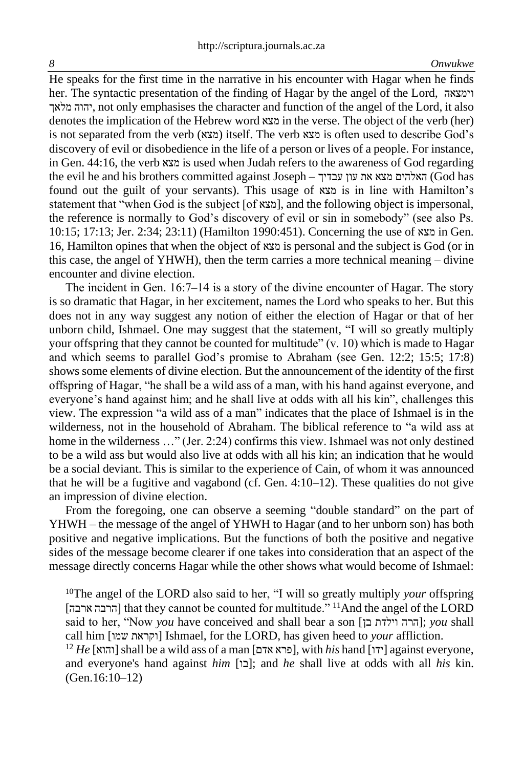He speaks for the first time in the narrative in his encounter with Hagar when he finds her. The syntactic presentation of the finding of Hagar by the angel of the Lord, וימצאה יהוה מלאך, not only emphasises the character and function of the angel of the Lord, it also denotes the implication of the Hebrew word מצא in the verse. The object of the verb (her) is not separated from the verb (מצא) itself. The verb מצא is often used to describe God's discovery of evil or disobedience in the life of a person or lives of a people. For instance, in Gen. 44:16, the verb מצא is used when Judah refers to the awareness of God regarding the evil he and his brothers committed against Joseph – האלהים מצא את עון עבדיך (God has found out the guilt of your servants). This usage of מצא is in line with Hamilton's statement that "when God is the subject [of מצא], and the following object is impersonal, the reference is normally to God's discovery of evil or sin in somebody" (see also Ps. 10:15; 17:13; Jer. 2:34; 23:11) (Hamilton 1990:451). Concerning the use of מצא in Gen. 16, Hamilton opines that when the object of מצא is personal and the subject is God (or in this case, the angel of YHWH), then the term carries a more technical meaning – divine encounter and divine election.

The incident in Gen. 16:7–14 is a story of the divine encounter of Hagar. The story is so dramatic that Hagar, in her excitement, names the Lord who speaks to her. But this does not in any way suggest any notion of either the election of Hagar or that of her unborn child, Ishmael. One may suggest that the statement, "I will so greatly multiply your offspring that they cannot be counted for multitude" (v. 10) which is made to Hagar and which seems to parallel God's promise to Abraham (see Gen. 12:2; 15:5; 17:8) shows some elements of divine election. But the announcement of the identity of the first offspring of Hagar, "he shall be a wild ass of a man, with his hand against everyone, and everyone's hand against him; and he shall live at odds with all his kin", challenges this view. The expression "a wild ass of a man" indicates that the place of Ishmael is in the wilderness, not in the household of Abraham. The biblical reference to "a wild ass at home in the wilderness …" (Jer. 2:24) confirms this view. Ishmael was not only destined to be a wild ass but would also live at odds with all his kin; an indication that he would be a social deviant. This is similar to the experience of Cain, of whom it was announced that he will be a fugitive and vagabond (cf. Gen. 4:10–12). These qualities do not give an impression of divine election.

From the foregoing, one can observe a seeming "double standard" on the part of YHWH – the message of the angel of YHWH to Hagar (and to her unborn son) has both positive and negative implications. But the functions of both the positive and negative sides of the message become clearer if one takes into consideration that an aspect of the message directly concerns Hagar while the other shows what would become of Ishmael:

> [10]The angel of the LORD also said to her, "I will so greatly multiply *your* offspring [הרבה ארבה] that they cannot be counted for multitude." [11]And the angel of the LORD said to her, "Now *you* have conceived and shall bear a son [הרה וילדת בן]; *you* shall call him [וקראת שמו] Ishmael, for the LORD, has given heed to *your* affliction.
> [12] *He* [והוא] shall be a wild ass of a man [פרא אדם], with *his* hand [ידו] against everyone, and everyone's hand against *him* [בו]; and *he* shall live at odds with all *his* kin. (Gen.16:10–12)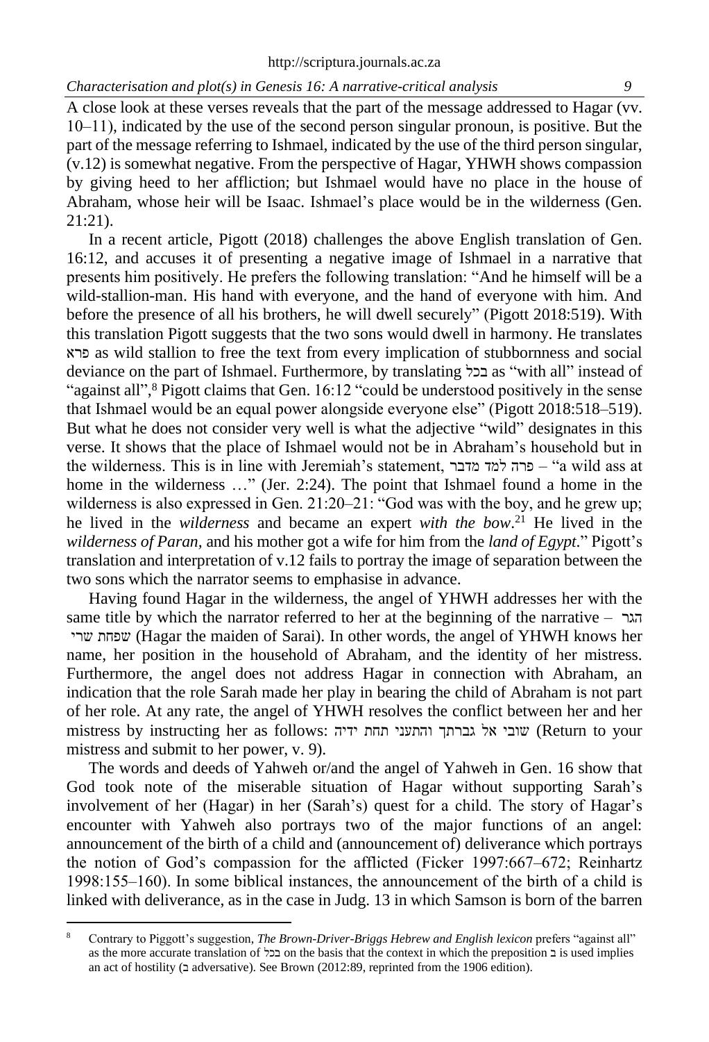A close look at these verses reveals that the part of the message addressed to Hagar (vv. 10–11), indicated by the use of the second person singular pronoun, is positive. But the part of the message referring to Ishmael, indicated by the use of the third person singular, (v.12) is somewhat negative. From the perspective of Hagar, YHWH shows compassion by giving heed to her affliction; but Ishmael would have no place in the house of Abraham, whose heir will be Isaac. Ishmael's place would be in the wilderness (Gen. 21:21).

In a recent article, Pigott (2018) challenges the above English translation of Gen. 16:12, and accuses it of presenting a negative image of Ishmael in a narrative that presents him positively. He prefers the following translation: "And he himself will be a wild-stallion-man. His hand with everyone, and the hand of everyone with him. And before the presence of all his brothers, he will dwell securely" (Pigott 2018:519). With this translation Pigott suggests that the two sons would dwell in harmony. He translates פרא as wild stallion to free the text from every implication of stubbornness and social deviance on the part of Ishmael. Furthermore, by translating בכל as "with all" instead of "against all",[8] Pigott claims that Gen. 16:12 "could be understood positively in the sense that Ishmael would be an equal power alongside everyone else" (Pigott 2018:518–519). But what he does not consider very well is what the adjective "wild" designates in this verse. It shows that the place of Ishmael would not be in Abraham's household but in the wilderness. This is in line with Jeremiah's statement, פרה למד מדבר – "a wild ass at home in the wilderness …" (Jer. 2:24). The point that Ishmael found a home in the wilderness is also expressed in Gen. 21:20–21: "God was with the boy, and he grew up; he lived in the *wilderness* and became an expert *with the bow*.[21] He lived in the *wilderness of Paran,* and his mother got a wife for him from the *land of Egypt*." Pigott's translation and interpretation of v.12 fails to portray the image of separation between the two sons which the narrator seems to emphasise in advance.

Having found Hagar in the wilderness, the angel of YHWH addresses her with the same title by which the narrator referred to her at the beginning of the narrative – הגר שפחת שרי (Hagar the maiden of Sarai). In other words, the angel of YHWH knows her name, her position in the household of Abraham, and the identity of her mistress. Furthermore, the angel does not address Hagar in connection with Abraham, an indication that the role Sarah made her play in bearing the child of Abraham is not part of her role. At any rate, the angel of YHWH resolves the conflict between her and her mistress by instructing her as follows: שובי אל גברתך והתעני תחת ידיה (Return to your mistress and submit to her power, v. 9).

The words and deeds of Yahweh or/and the angel of Yahweh in Gen. 16 show that God took note of the miserable situation of Hagar without supporting Sarah's involvement of her (Hagar) in her (Sarah's) quest for a child. The story of Hagar's encounter with Yahweh also portrays two of the major functions of an angel: announcement of the birth of a child and (announcement of) deliverance which portrays the notion of God's compassion for the afflicted (Ficker 1997:667–672; Reinhartz 1998:155–160). In some biblical instances, the announcement of the birth of a child is linked with deliverance, as in the case in Judg. 13 in which Samson is born of the barren

---

[8] Contrary to Piggott's suggestion, *The Brown-Driver-Briggs Hebrew and English lexicon* prefers "against all" as the more accurate translation of בכל on the basis that the context in which the preposition ב is used implies an act of hostility (ב adversative). See Brown (2012:89, reprinted from the 1906 edition).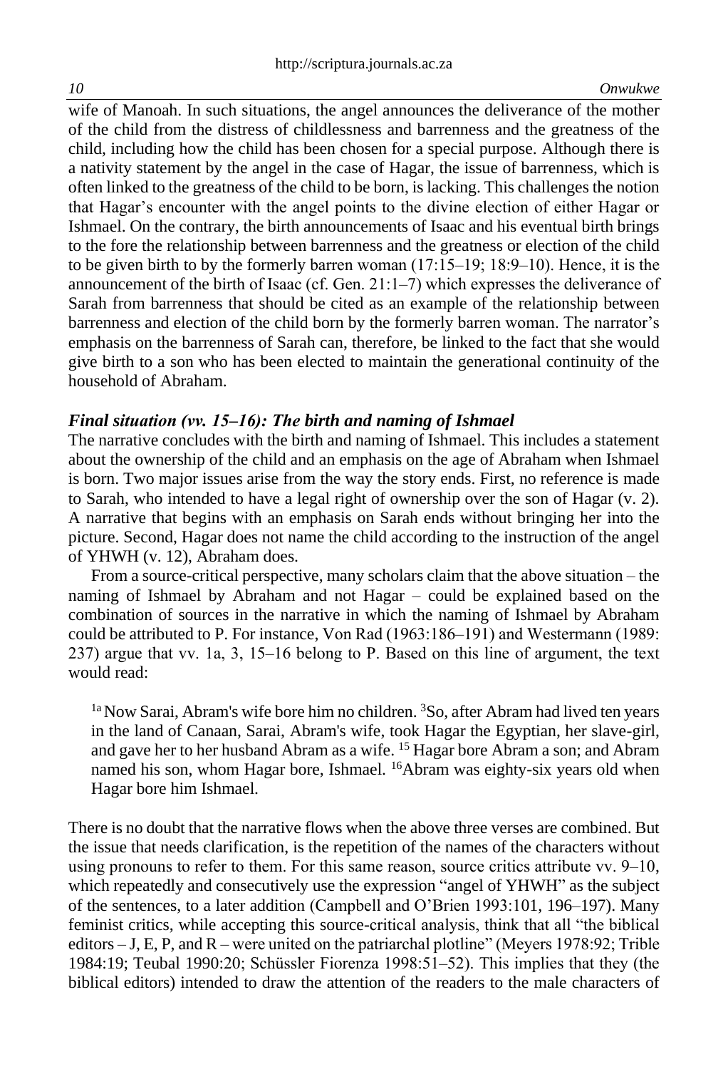wife of Manoah. In such situations, the angel announces the deliverance of the mother of the child from the distress of childlessness and barrenness and the greatness of the child, including how the child has been chosen for a special purpose. Although there is a nativity statement by the angel in the case of Hagar, the issue of barrenness, which is often linked to the greatness of the child to be born, is lacking. This challenges the notion that Hagar's encounter with the angel points to the divine election of either Hagar or Ishmael. On the contrary, the birth announcements of Isaac and his eventual birth brings to the fore the relationship between barrenness and the greatness or election of the child to be given birth to by the formerly barren woman (17:15–19; 18:9–10). Hence, it is the announcement of the birth of Isaac (cf. Gen. 21:1–7) which expresses the deliverance of Sarah from barrenness that should be cited as an example of the relationship between barrenness and election of the child born by the formerly barren woman. The narrator's emphasis on the barrenness of Sarah can, therefore, be linked to the fact that she would give birth to a son who has been elected to maintain the generational continuity of the household of Abraham.

### *Final situation (vv. 15–16): The birth and naming of Ishmael*

The narrative concludes with the birth and naming of Ishmael. This includes a statement about the ownership of the child and an emphasis on the age of Abraham when Ishmael is born. Two major issues arise from the way the story ends. First, no reference is made to Sarah, who intended to have a legal right of ownership over the son of Hagar (v. 2). A narrative that begins with an emphasis on Sarah ends without bringing her into the picture. Second, Hagar does not name the child according to the instruction of the angel of YHWH (v. 12), Abraham does.

From a source-critical perspective, many scholars claim that the above situation – the naming of Ishmael by Abraham and not Hagar – could be explained based on the combination of sources in the narrative in which the naming of Ishmael by Abraham could be attributed to P. For instance, Von Rad (1963:186–191) and Westermann (1989: 237) argue that vv. 1a, 3, 15–16 belong to P. Based on this line of argument, the text would read:

> [1a] Now Sarai, Abram's wife bore him no children. [3] So, after Abram had lived ten years in the land of Canaan, Sarai, Abram's wife, took Hagar the Egyptian, her slave-girl, and gave her to her husband Abram as a wife. [15] Hagar bore Abram a son; and Abram named his son, whom Hagar bore, Ishmael. [16] Abram was eighty-six years old when Hagar bore him Ishmael.

There is no doubt that the narrative flows when the above three verses are combined. But the issue that needs clarification, is the repetition of the names of the characters without using pronouns to refer to them. For this same reason, source critics attribute vv. 9–10, which repeatedly and consecutively use the expression "angel of YHWH" as the subject of the sentences, to a later addition (Campbell and O'Brien 1993:101, 196–197). Many feminist critics, while accepting this source-critical analysis, think that all "the biblical editors – J, E, P, and R – were united on the patriarchal plotline" (Meyers 1978:92; Trible 1984:19; Teubal 1990:20; Schüssler Fiorenza 1998:51–52). This implies that they (the biblical editors) intended to draw the attention of the readers to the male characters of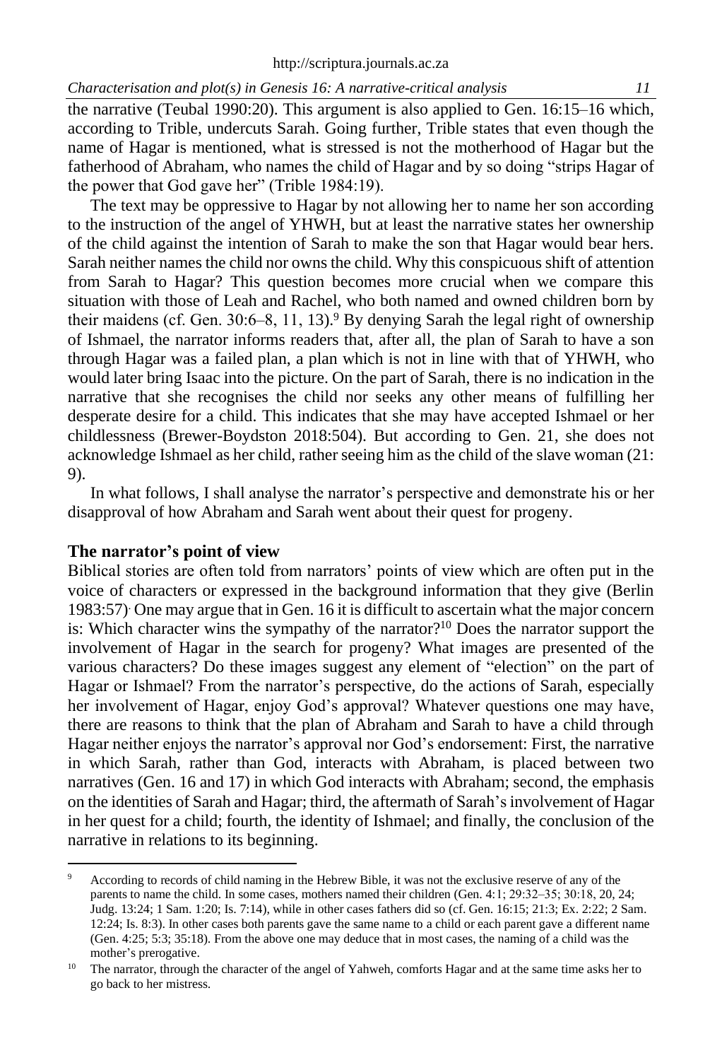the narrative (Teubal 1990:20). This argument is also applied to Gen. 16:15–16 which, according to Trible, undercuts Sarah. Going further, Trible states that even though the name of Hagar is mentioned, what is stressed is not the motherhood of Hagar but the fatherhood of Abraham, who names the child of Hagar and by so doing "strips Hagar of the power that God gave her" (Trible 1984:19).

The text may be oppressive to Hagar by not allowing her to name her son according to the instruction of the angel of YHWH, but at least the narrative states her ownership of the child against the intention of Sarah to make the son that Hagar would bear hers. Sarah neither names the child nor owns the child. Why this conspicuous shift of attention from Sarah to Hagar? This question becomes more crucial when we compare this situation with those of Leah and Rachel, who both named and owned children born by their maidens (cf. Gen. 30:6–8, 11, 13).[9] By denying Sarah the legal right of ownership of Ishmael, the narrator informs readers that, after all, the plan of Sarah to have a son through Hagar was a failed plan, a plan which is not in line with that of YHWH, who would later bring Isaac into the picture. On the part of Sarah, there is no indication in the narrative that she recognises the child nor seeks any other means of fulfilling her desperate desire for a child. This indicates that she may have accepted Ishmael or her childlessness (Brewer-Boydston 2018:504). But according to Gen. 21, she does not acknowledge Ishmael as her child, rather seeing him as the child of the slave woman (21: 9).

In what follows, I shall analyse the narrator's perspective and demonstrate his or her disapproval of how Abraham and Sarah went about their quest for progeny.

## The narrator's point of view

Biblical stories are often told from narrators' points of view which are often put in the voice of characters or expressed in the background information that they give (Berlin 1983:57). One may argue that in Gen. 16 it is difficult to ascertain what the major concern is: Which character wins the sympathy of the narrator?[10] Does the narrator support the involvement of Hagar in the search for progeny? What images are presented of the various characters? Do these images suggest any element of "election" on the part of Hagar or Ishmael? From the narrator's perspective, do the actions of Sarah, especially her involvement of Hagar, enjoy God's approval? Whatever questions one may have, there are reasons to think that the plan of Abraham and Sarah to have a child through Hagar neither enjoys the narrator's approval nor God's endorsement: First, the narrative in which Sarah, rather than God, interacts with Abraham, is placed between two narratives (Gen. 16 and 17) in which God interacts with Abraham; second, the emphasis on the identities of Sarah and Hagar; third, the aftermath of Sarah's involvement of Hagar in her quest for a child; fourth, the identity of Ishmael; and finally, the conclusion of the narrative in relations to its beginning.

---

[9] According to records of child naming in the Hebrew Bible, it was not the exclusive reserve of any of the parents to name the child. In some cases, mothers named their children (Gen. 4:1; 29:32–35; 30:18, 20, 24; Judg. 13:24; 1 Sam. 1:20; Is. 7:14), while in other cases fathers did so (cf. Gen. 16:15; 21:3; Ex. 2:22; 2 Sam. 12:24; Is. 8:3). In other cases both parents gave the same name to a child or each parent gave a different name (Gen. 4:25; 5:3; 35:18). From the above one may deduce that in most cases, the naming of a child was the mother's prerogative.

[10] The narrator, through the character of the angel of Yahweh, comforts Hagar and at the same time asks her to go back to her mistress.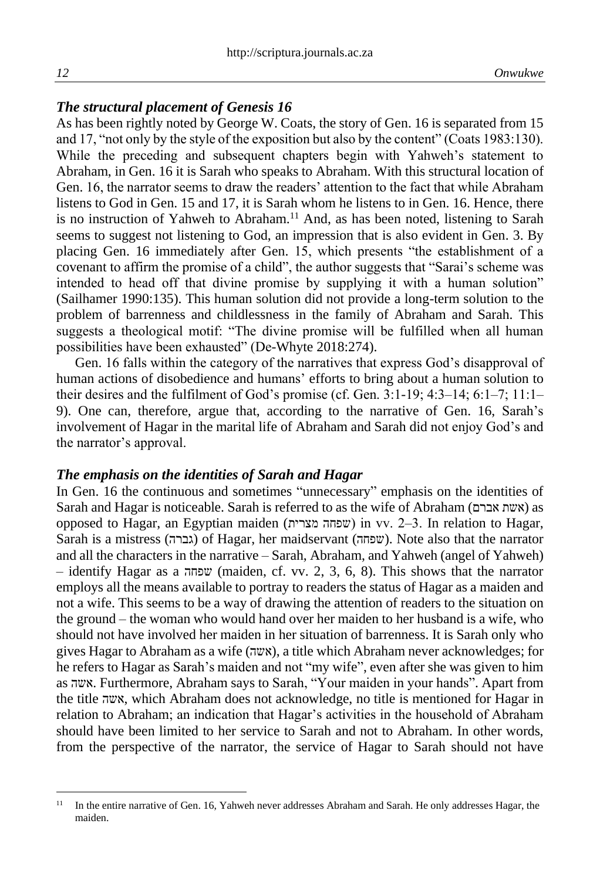### *The structural placement of Genesis 16*

As has been rightly noted by George W. Coats, the story of Gen. 16 is separated from 15 and 17, "not only by the style of the exposition but also by the content" (Coats 1983:130). While the preceding and subsequent chapters begin with Yahweh's statement to Abraham, in Gen. 16 it is Sarah who speaks to Abraham. With this structural location of Gen. 16, the narrator seems to draw the readers' attention to the fact that while Abraham listens to God in Gen. 15 and 17, it is Sarah whom he listens to in Gen. 16. Hence, there is no instruction of Yahweh to Abraham.[11] And, as has been noted, listening to Sarah seems to suggest not listening to God, an impression that is also evident in Gen. 3. By placing Gen. 16 immediately after Gen. 15, which presents "the establishment of a covenant to affirm the promise of a child", the author suggests that "Sarai's scheme was intended to head off that divine promise by supplying it with a human solution" (Sailhamer 1990:135). This human solution did not provide a long-term solution to the problem of barrenness and childlessness in the family of Abraham and Sarah. This suggests a theological motif: "The divine promise will be fulfilled when all human possibilities have been exhausted" (De-Whyte 2018:274).

Gen. 16 falls within the category of the narratives that express God's disapproval of human actions of disobedience and humans' efforts to bring about a human solution to their desires and the fulfilment of God's promise (cf. Gen. 3:1-19; 4:3–14; 6:1–7; 11:1–9). One can, therefore, argue that, according to the narrative of Gen. 16, Sarah's involvement of Hagar in the marital life of Abraham and Sarah did not enjoy God's and the narrator's approval.

### *The emphasis on the identities of Sarah and Hagar*

In Gen. 16 the continuous and sometimes "unnecessary" emphasis on the identities of Sarah and Hagar is noticeable. Sarah is referred to as the wife of Abraham (אשת אברם) as opposed to Hagar, an Egyptian maiden (שפחה מצרית) in vv. 2–3. In relation to Hagar, Sarah is a mistress (גברה) of Hagar, her maidservant (שפחה). Note also that the narrator and all the characters in the narrative – Sarah, Abraham, and Yahweh (angel of Yahweh) – identify Hagar as a שפחה (maiden, cf. vv. 2, 3, 6, 8). This shows that the narrator employs all the means available to portray to readers the status of Hagar as a maiden and not a wife. This seems to be a way of drawing the attention of readers to the situation on the ground – the woman who would hand over her maiden to her husband is a wife, who should not have involved her maiden in her situation of barrenness. It is Sarah only who gives Hagar to Abraham as a wife (אשה), a title which Abraham never acknowledges; for he refers to Hagar as Sarah's maiden and not "my wife", even after she was given to him as אשה. Furthermore, Abraham says to Sarah, "Your maiden in your hands". Apart from the title אשה, which Abraham does not acknowledge, no title is mentioned for Hagar in relation to Abraham; an indication that Hagar's activities in the household of Abraham should have been limited to her service to Sarah and not to Abraham. In other words, from the perspective of the narrator, the service of Hagar to Sarah should not have

---

[11] In the entire narrative of Gen. 16, Yahweh never addresses Abraham and Sarah. He only addresses Hagar, the maiden.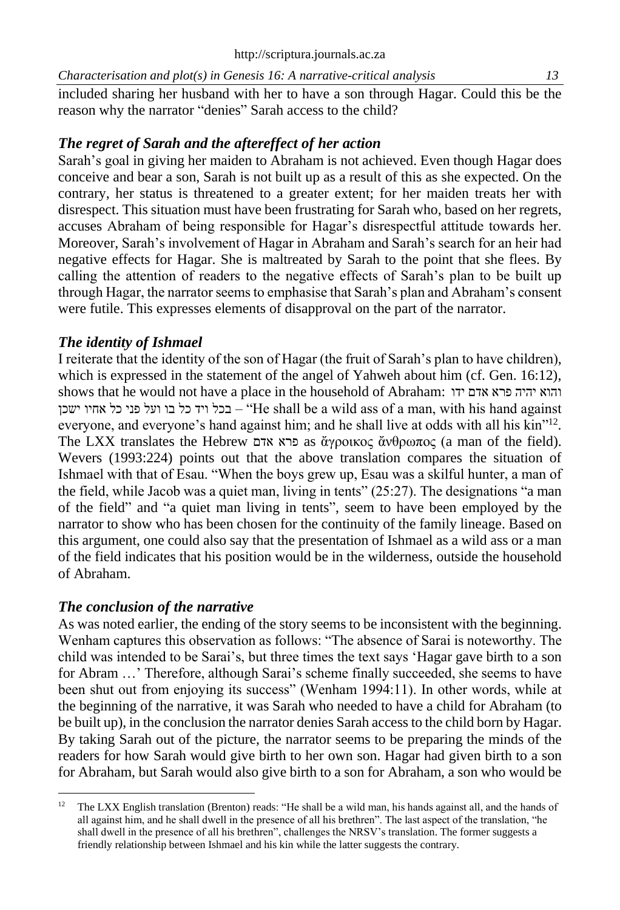included sharing her husband with her to have a son through Hagar. Could this be the reason why the narrator "denies" Sarah access to the child?

### *The regret of Sarah and the aftereffect of her action*

Sarah's goal in giving her maiden to Abraham is not achieved. Even though Hagar does conceive and bear a son, Sarah is not built up as a result of this as she expected. On the contrary, her status is threatened to a greater extent; for her maiden treats her with disrespect. This situation must have been frustrating for Sarah who, based on her regrets, accuses Abraham of being responsible for Hagar's disrespectful attitude towards her. Moreover, Sarah's involvement of Hagar in Abraham and Sarah's search for an heir had negative effects for Hagar. She is maltreated by Sarah to the point that she flees. By calling the attention of readers to the negative effects of Sarah's plan to be built up through Hagar, the narrator seems to emphasise that Sarah's plan and Abraham's consent were futile. This expresses elements of disapproval on the part of the narrator.

### *The identity of Ishmael*

I reiterate that the identity of the son of Hagar (the fruit of Sarah's plan to have children), which is expressed in the statement of the angel of Yahweh about him (cf. Gen. 16:12), shows that he would not have a place in the household of Abraham: והוא יהיה פרא אדם ידו בכל ויד כל בו ועל פני כל אחיו ישכן – "He shall be a wild ass of a man, with his hand against everyone, and everyone's hand against him; and he shall live at odds with all his kin"[12]. The LXX translates the Hebrew פרא אדם as ἄγροικος ἄνθρωπος (a man of the field). Wevers (1993:224) points out that the above translation compares the situation of Ishmael with that of Esau. "When the boys grew up, Esau was a skilful hunter, a man of the field, while Jacob was a quiet man, living in tents" (25:27). The designations "a man of the field" and "a quiet man living in tents", seem to have been employed by the narrator to show who has been chosen for the continuity of the family lineage. Based on this argument, one could also say that the presentation of Ishmael as a wild ass or a man of the field indicates that his position would be in the wilderness, outside the household of Abraham.

### *The conclusion of the narrative*

As was noted earlier, the ending of the story seems to be inconsistent with the beginning. Wenham captures this observation as follows: "The absence of Sarai is noteworthy. The child was intended to be Sarai's, but three times the text says 'Hagar gave birth to a son for Abram …' Therefore, although Sarai's scheme finally succeeded, she seems to have been shut out from enjoying its success" (Wenham 1994:11). In other words, while at the beginning of the narrative, it was Sarah who needed to have a child for Abraham (to be built up), in the conclusion the narrator denies Sarah access to the child born by Hagar. By taking Sarah out of the picture, the narrator seems to be preparing the minds of the readers for how Sarah would give birth to her own son. Hagar had given birth to a son for Abraham, but Sarah would also give birth to a son for Abraham, a son who would be

---

[12] The LXX English translation (Brenton) reads: "He shall be a wild man, his hands against all, and the hands of all against him, and he shall dwell in the presence of all his brethren". The last aspect of the translation, "he shall dwell in the presence of all his brethren", challenges the NRSV's translation. The former suggests a friendly relationship between Ishmael and his kin while the latter suggests the contrary.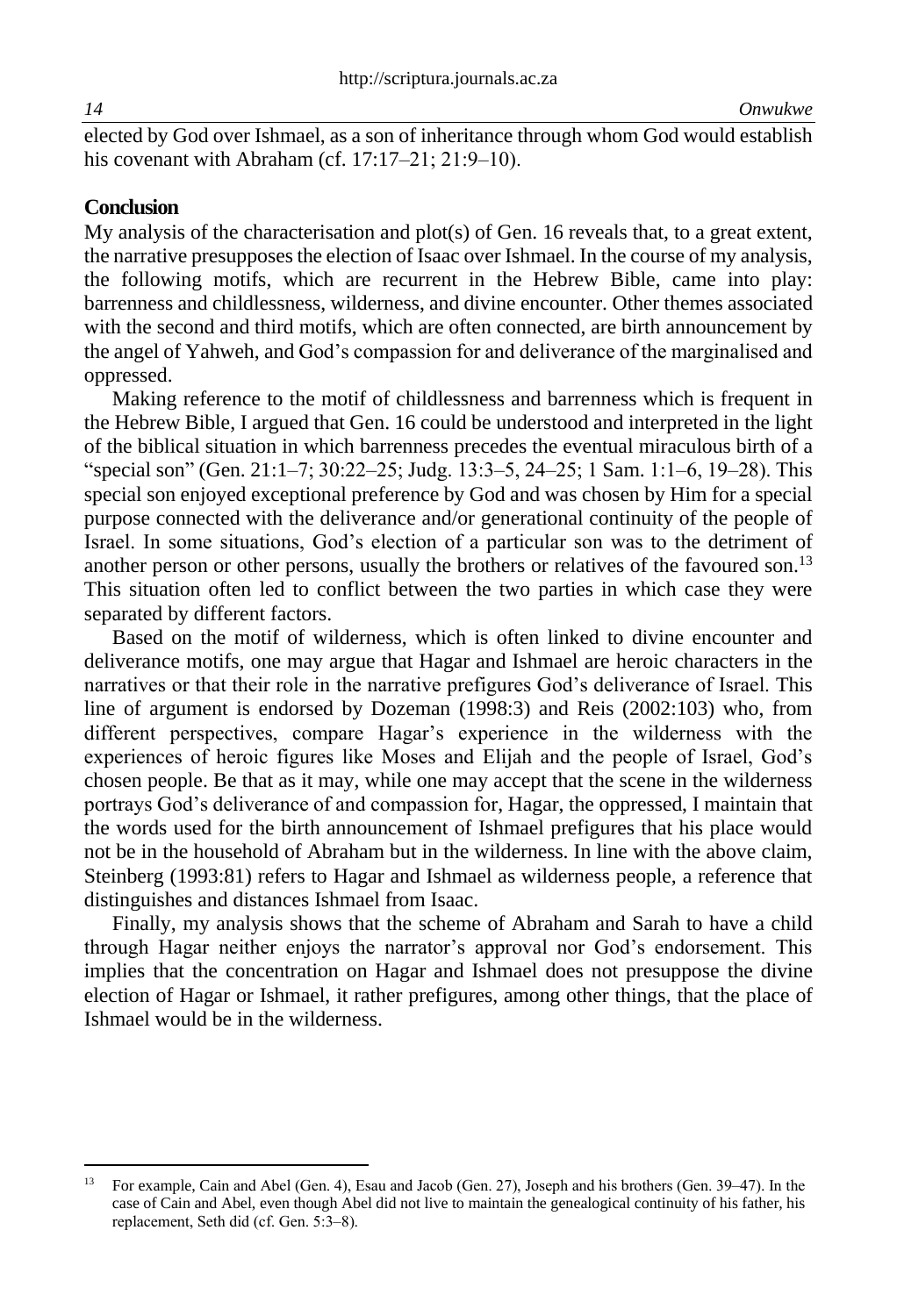elected by God over Ishmael, as a son of inheritance through whom God would establish his covenant with Abraham (cf. 17:17–21; 21:9–10).

## Conclusion

My analysis of the characterisation and plot(s) of Gen. 16 reveals that, to a great extent, the narrative presupposes the election of Isaac over Ishmael. In the course of my analysis, the following motifs, which are recurrent in the Hebrew Bible, came into play: barrenness and childlessness, wilderness, and divine encounter. Other themes associated with the second and third motifs, which are often connected, are birth announcement by the angel of Yahweh, and God's compassion for and deliverance of the marginalised and oppressed.

Making reference to the motif of childlessness and barrenness which is frequent in the Hebrew Bible, I argued that Gen. 16 could be understood and interpreted in the light of the biblical situation in which barrenness precedes the eventual miraculous birth of a "special son" (Gen. 21:1–7; 30:22–25; Judg. 13:3–5, 24–25; 1 Sam. 1:1–6, 19–28). This special son enjoyed exceptional preference by God and was chosen by Him for a special purpose connected with the deliverance and/or generational continuity of the people of Israel. In some situations, God's election of a particular son was to the detriment of another person or other persons, usually the brothers or relatives of the favoured son.[13] This situation often led to conflict between the two parties in which case they were separated by different factors.

Based on the motif of wilderness, which is often linked to divine encounter and deliverance motifs, one may argue that Hagar and Ishmael are heroic characters in the narratives or that their role in the narrative prefigures God's deliverance of Israel. This line of argument is endorsed by Dozeman (1998:3) and Reis (2002:103) who, from different perspectives, compare Hagar's experience in the wilderness with the experiences of heroic figures like Moses and Elijah and the people of Israel, God's chosen people. Be that as it may, while one may accept that the scene in the wilderness portrays God's deliverance of and compassion for, Hagar, the oppressed, I maintain that the words used for the birth announcement of Ishmael prefigures that his place would not be in the household of Abraham but in the wilderness. In line with the above claim, Steinberg (1993:81) refers to Hagar and Ishmael as wilderness people, a reference that distinguishes and distances Ishmael from Isaac.

Finally, my analysis shows that the scheme of Abraham and Sarah to have a child through Hagar neither enjoys the narrator's approval nor God's endorsement. This implies that the concentration on Hagar and Ishmael does not presuppose the divine election of Hagar or Ishmael, it rather prefigures, among other things, that the place of Ishmael would be in the wilderness.

---

[13] For example, Cain and Abel (Gen. 4), Esau and Jacob (Gen. 27), Joseph and his brothers (Gen. 39–47). In the case of Cain and Abel, even though Abel did not live to maintain the genealogical continuity of his father, his replacement, Seth did (cf. Gen. 5:3–8).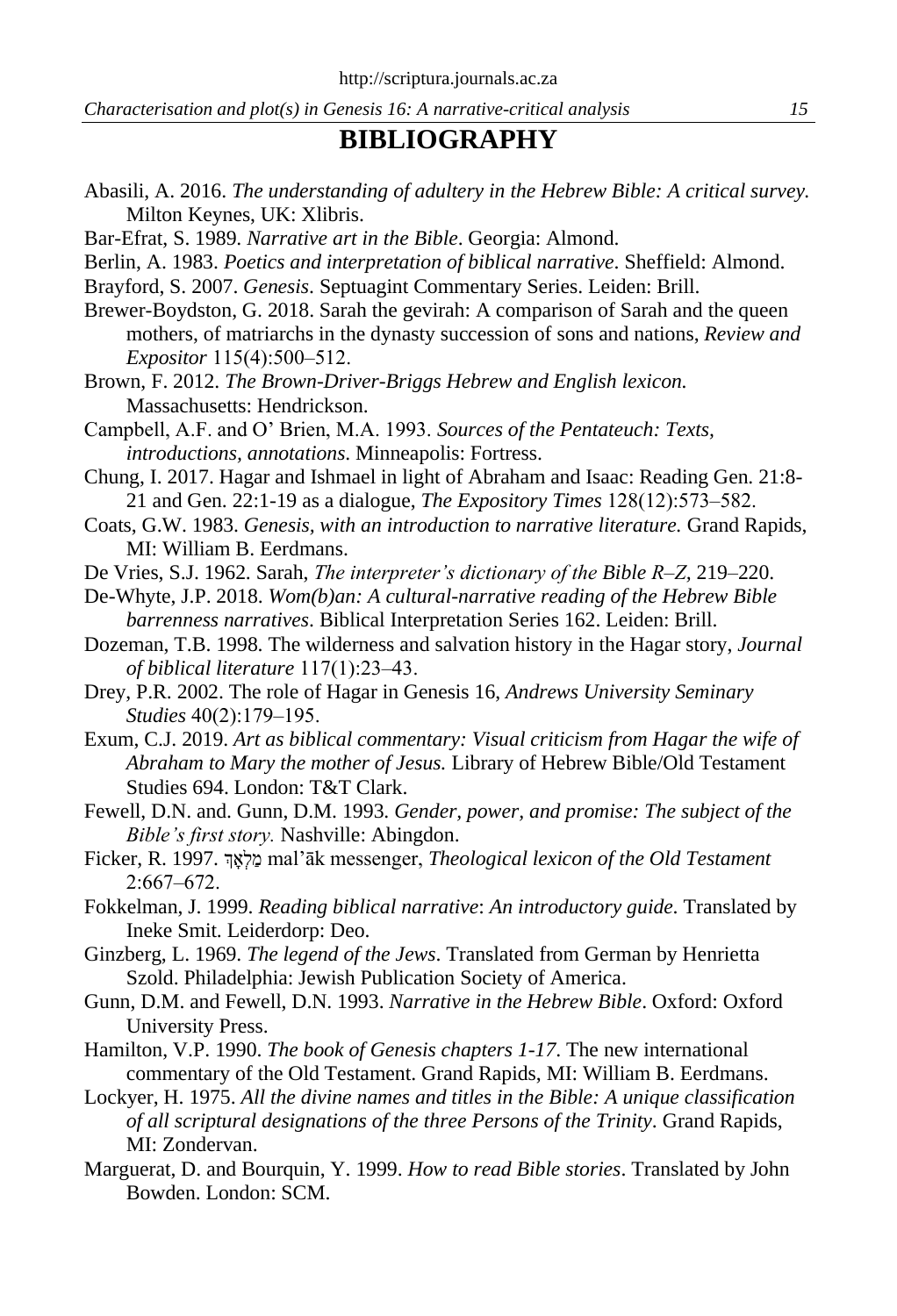# BIBLIOGRAPHY

Abasili, A. 2016. *The understanding of adultery in the Hebrew Bible: A critical survey.* Milton Keynes, UK: Xlibris.

Bar-Efrat, S. 1989. *Narrative art in the Bible*. Georgia: Almond.

Berlin, A. 1983. *Poetics and interpretation of biblical narrative*. Sheffield: Almond.

Brayford, S. 2007. *Genesis*. Septuagint Commentary Series. Leiden: Brill.

Brewer-Boydston, G. 2018. Sarah the gevirah: A comparison of Sarah and the queen mothers, of matriarchs in the dynasty succession of sons and nations, *Review and Expositor* 115(4):500–512.

Brown, F. 2012. *The Brown-Driver-Briggs Hebrew and English lexicon.* Massachusetts: Hendrickson.

Campbell, A.F. and O' Brien, M.A. 1993. *Sources of the Pentateuch: Texts, introductions, annotations*. Minneapolis: Fortress.

Chung, I. 2017. Hagar and Ishmael in light of Abraham and Isaac: Reading Gen. 21:8-21 and Gen. 22:1-19 as a dialogue, *The Expository Times* 128(12):573–582.

Coats, G.W. 1983. *Genesis, with an introduction to narrative literature.* Grand Rapids, MI: William B. Eerdmans.

De Vries, S.J. 1962. Sarah, *The interpreter's dictionary of the Bible R–Z*, 219–220.

De-Whyte, J.P. 2018. *Wom(b)an: A cultural-narrative reading of the Hebrew Bible barrenness narratives*. Biblical Interpretation Series 162. Leiden: Brill.

Dozeman, T.B. 1998. The wilderness and salvation history in the Hagar story, *Journal of biblical literature* 117(1):23–43.

Drey, P.R. 2002. The role of Hagar in Genesis 16, *Andrews University Seminary Studies* 40(2):179–195.

Exum, C.J. 2019. *Art as biblical commentary: Visual criticism from Hagar the wife of Abraham to Mary the mother of Jesus.* Library of Hebrew Bible/Old Testament Studies 694. London: T&T Clark.

Fewell, D.N. and. Gunn, D.M. 1993. *Gender, power, and promise: The subject of the Bible's first story.* Nashville: Abingdon.

Ficker, R. 1997. מַלְאָךְ mal'āk messenger, *Theological lexicon of the Old Testament* 2:667–672.

Fokkelman, J. 1999. *Reading biblical narrative*: *An introductory guide.* Translated by Ineke Smit. Leiderdorp: Deo.

Ginzberg, L. 1969. *The legend of the Jews*. Translated from German by Henrietta Szold. Philadelphia: Jewish Publication Society of America.

Gunn, D.M. and Fewell, D.N. 1993. *Narrative in the Hebrew Bible*. Oxford: Oxford University Press.

Hamilton, V.P. 1990. *The book of Genesis chapters 1-17*. The new international commentary of the Old Testament. Grand Rapids, MI: William B. Eerdmans.

Lockyer, H. 1975. *All the divine names and titles in the Bible: A unique classification of all scriptural designations of the three Persons of the Trinity*. Grand Rapids, MI: Zondervan.

Marguerat, D. and Bourquin, Y. 1999. *How to read Bible stories*. Translated by John Bowden. London: SCM.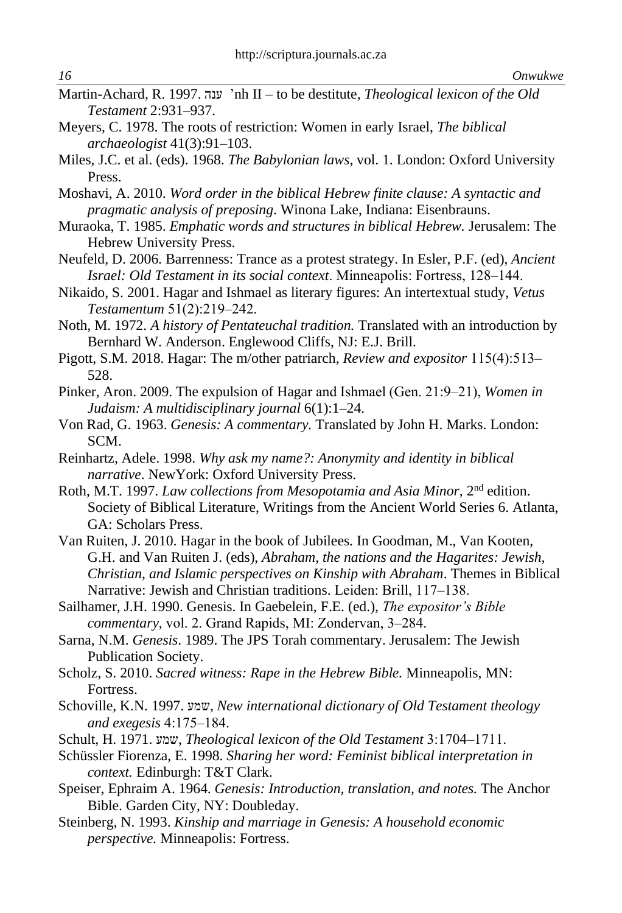Martin-Achard, R. 1997. ענה ’nh II – to be destitute, *Theological lexicon of the Old Testament* 2:931–937.

Meyers, C. 1978. The roots of restriction: Women in early Israel, *The biblical archaeologist* 41(3):91–103.

Miles, J.C. et al. (eds). 1968. *The Babylonian laws*, vol. 1. London: Oxford University Press.

Moshavi, A. 2010. *Word order in the biblical Hebrew finite clause: A syntactic and pragmatic analysis of preposing*. Winona Lake, Indiana: Eisenbrauns.

Muraoka, T. 1985. *Emphatic words and structures in biblical Hebrew.* Jerusalem: The Hebrew University Press.

Neufeld, D. 2006. Barrenness: Trance as a protest strategy. In Esler, P.F. (ed), *Ancient Israel: Old Testament in its social context*. Minneapolis: Fortress, 128–144.

Nikaido, S. 2001. Hagar and Ishmael as literary figures: An intertextual study, *Vetus Testamentum* 51(2):219–242.

Noth, M. 1972. *A history of Pentateuchal tradition.* Translated with an introduction by Bernhard W. Anderson. Englewood Cliffs, NJ: E.J. Brill.

Pigott, S.M. 2018. Hagar: The m/other patriarch, *Review and expositor* 115(4):513–528.

Pinker, Aron. 2009. The expulsion of Hagar and Ishmael (Gen. 21:9–21), *Women in Judaism: A multidisciplinary journal* 6(1):1–24.

Von Rad, G. 1963. *Genesis: A commentary.* Translated by John H. Marks. London: SCM.

Reinhartz, Adele. 1998. *Why ask my name?: Anonymity and identity in biblical narrative*. NewYork: Oxford University Press.

Roth, M.T. 1997. *Law collections from Mesopotamia and Asia Minor*, 2nd edition. Society of Biblical Literature, Writings from the Ancient World Series 6. Atlanta, GA: Scholars Press.

Van Ruiten, J. 2010. Hagar in the book of Jubilees. In Goodman, M., Van Kooten, G.H. and Van Ruiten J. (eds), *Abraham, the nations and the Hagarites: Jewish, Christian, and Islamic perspectives on Kinship with Abraham*. Themes in Biblical Narrative: Jewish and Christian traditions. Leiden: Brill, 117–138.

Sailhamer, J.H. 1990. Genesis. In Gaebelein, F.E. (ed.), *The expositor's Bible commentary*, vol. 2. Grand Rapids, MI: Zondervan, 3–284.

Sarna, N.M. *Genesis*. 1989. The JPS Torah commentary. Jerusalem: The Jewish Publication Society.

Scholz, S. 2010. *Sacred witness: Rape in the Hebrew Bible.* Minneapolis, MN: Fortress.

Schoville, K.N. 1997. שמע, *New international dictionary of Old Testament theology and exegesis* 4:175–184.

Schult, H. 1971. שמע, *Theological lexicon of the Old Testament* 3:1704–1711.

Schüssler Fiorenza, E. 1998. *Sharing her word: Feminist biblical interpretation in context.* Edinburgh: T&T Clark.

Speiser, Ephraim A. 1964. *Genesis: Introduction, translation, and notes.* The Anchor Bible. Garden City, NY: Doubleday.

Steinberg, N. 1993. *Kinship and marriage in Genesis: A household economic perspective.* Minneapolis: Fortress.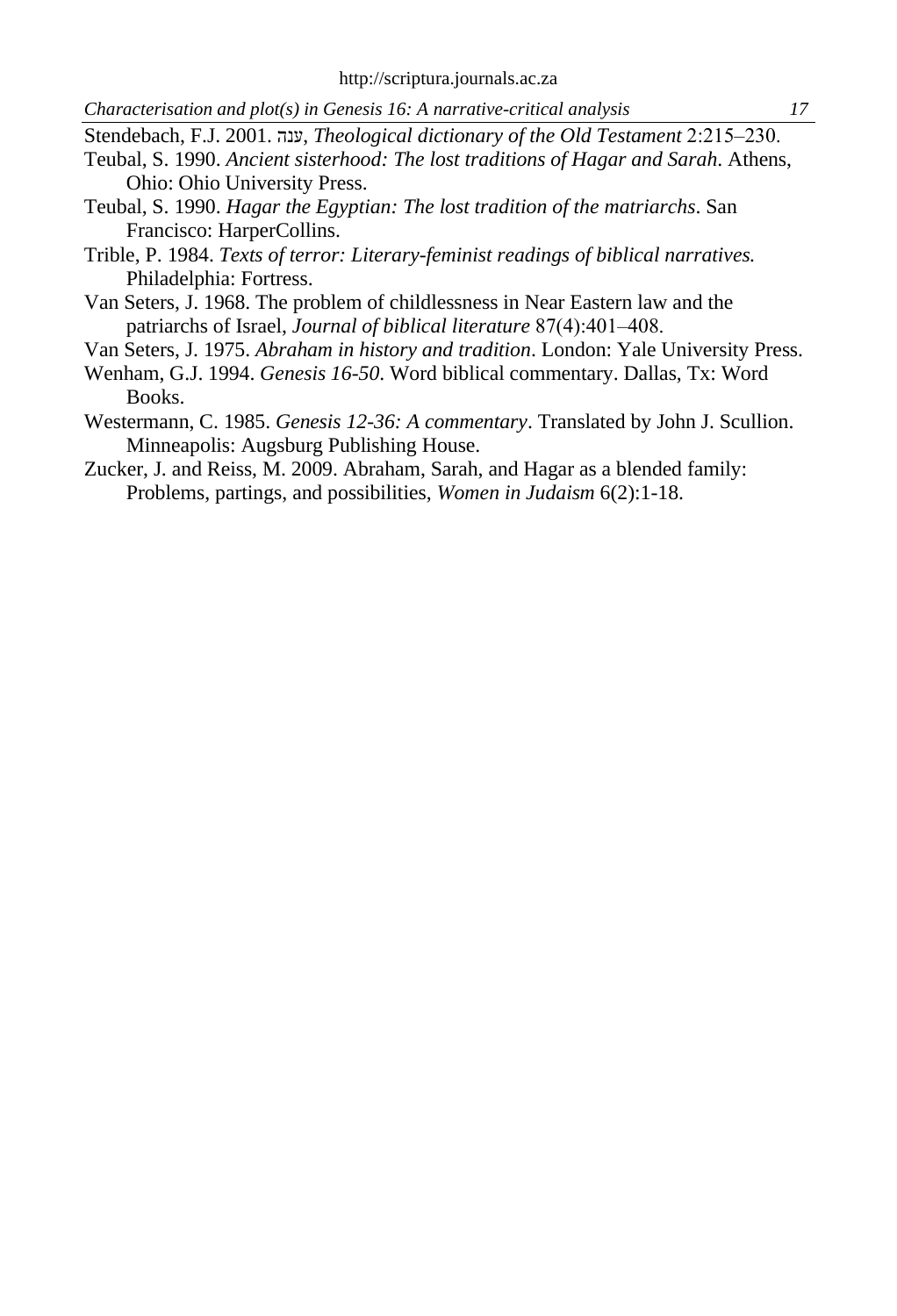Stendebach, F.J. 2001. ענה, *Theological dictionary of the Old Testament* 2:215–230.

Teubal, S. 1990. *Ancient sisterhood: The lost traditions of Hagar and Sarah*. Athens, Ohio: Ohio University Press.

Teubal, S. 1990. *Hagar the Egyptian: The lost tradition of the matriarchs*. San Francisco: HarperCollins.

Trible, P. 1984. *Texts of terror: Literary-feminist readings of biblical narratives.* Philadelphia: Fortress.

Van Seters, J. 1968. The problem of childlessness in Near Eastern law and the patriarchs of Israel, *Journal of biblical literature* 87(4):401–408.

Van Seters, J. 1975. *Abraham in history and tradition*. London: Yale University Press.

Wenham, G.J. 1994. *Genesis 16-50*. Word biblical commentary. Dallas, Tx: Word Books.

Westermann, C. 1985. *Genesis 12-36: A commentary*. Translated by John J. Scullion. Minneapolis: Augsburg Publishing House.

Zucker, J. and Reiss, M. 2009. Abraham, Sarah, and Hagar as a blended family: Problems, partings, and possibilities, *Women in Judaism* 6(2):1-18.